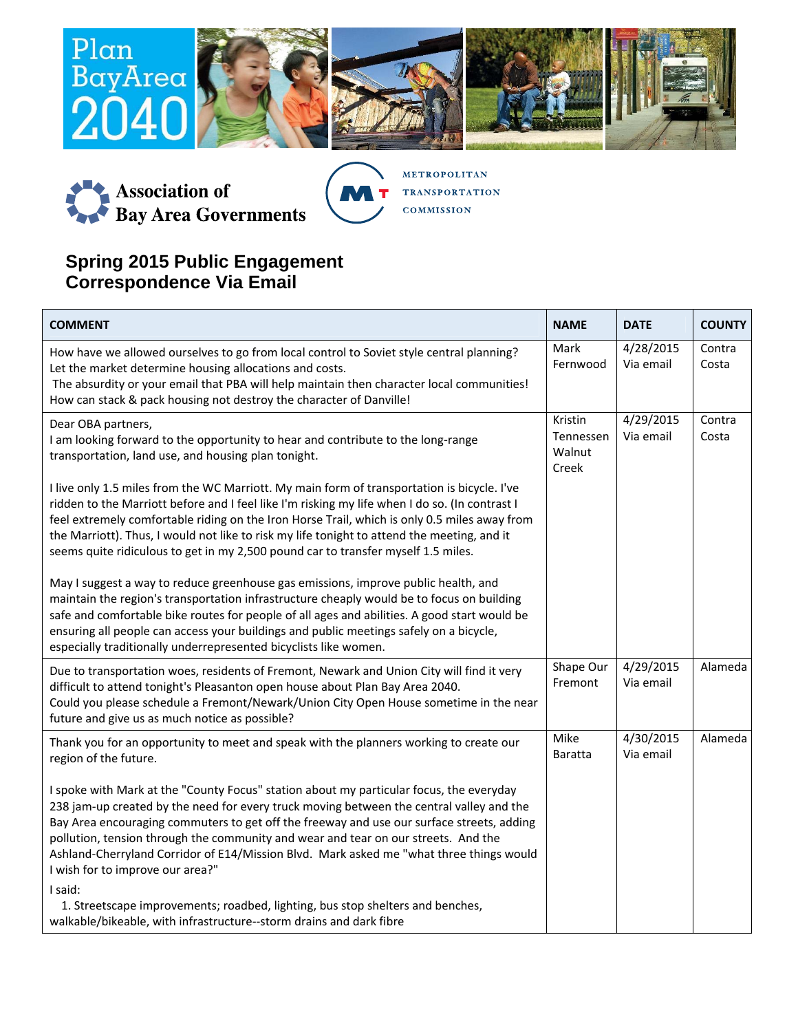Plan Bay Area 2040

Association of Bay Area Governments

Metropolitan Transportation Commission

## Spring 2015 Public Engagement Correspondence Via Email

| COMMENT | NAME | DATE | COUNTY |
|---|---|---|---|
| How have we allowed ourselves to go from local control to Soviet style central planning? Let the market determine housing allocations and costs.<br>The absurdity or your email that PBA will help maintain then character local communities! How can stack & pack housing not destroy the character of Danville! | Mark Fernwood | 4/28/2015 Via email | Contra Costa |
| Dear OBA partners,<br>I am looking forward to the opportunity to hear and contribute to the long-range transportation, land use, and housing plan tonight.<br><br>I live only 1.5 miles from the WC Marriott. My main form of transportation is bicycle. I've ridden to the Marriott before and I feel like I'm risking my life when I do so. (In contrast I feel extremely comfortable riding on the Iron Horse Trail, which is only 0.5 miles away from the Marriott). Thus, I would not like to risk my life tonight to attend the meeting, and it seems quite ridiculous to get in my 2,500 pound car to transfer myself 1.5 miles.<br><br>May I suggest a way to reduce greenhouse gas emissions, improve public health, and maintain the region's transportation infrastructure cheaply would be to focus on building safe and comfortable bike routes for people of all ages and abilities. A good start would be ensuring all people can access your buildings and public meetings safely on a bicycle, especially traditionally underrepresented bicyclists like women. | Kristin Tennessen Walnut Creek | 4/29/2015 Via email | Contra Costa |
| Due to transportation woes, residents of Fremont, Newark and Union City will find it very difficult to attend tonight's Pleasanton open house about Plan Bay Area 2040.<br>Could you please schedule a Fremont/Newark/Union City Open House sometime in the near future and give us as much notice as possible? | Shape Our Fremont | 4/29/2015 Via email | Alameda |
| Thank you for an opportunity to meet and speak with the planners working to create our region of the future.<br><br>I spoke with Mark at the "County Focus" station about my particular focus, the everyday 238 jam-up created by the need for every truck moving between the central valley and the Bay Area encouraging commuters to get off the freeway and use our surface streets, adding pollution, tension through the community and wear and tear on our streets. And the Ashland-Cherryland Corridor of E14/Mission Blvd. Mark asked me "what three things would I wish for to improve our area?"<br>I said:<br>1. Streetscape improvements; roadbed, lighting, bus stop shelters and benches, walkable/bikeable, with infrastructure--storm drains and dark fibre | Mike Baratta | 4/30/2015 Via email | Alameda |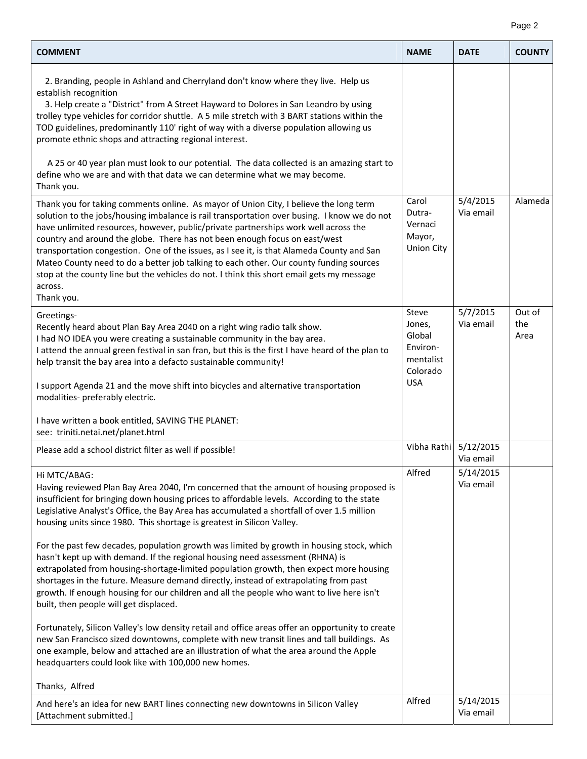| COMMENT | NAME | DATE | COUNTY |
|---|---|---|---|
| 2. Branding, people in Ashland and Cherryland don't know where they live. Help us establish recognition<br>3. Help create a "District" from A Street Hayward to Dolores in San Leandro by using trolley type vehicles for corridor shuttle. A 5 mile stretch with 3 BART stations within the TOD guidelines, predominantly 110' right of way with a diverse population allowing us promote ethnic shops and attracting regional interest.<br><br>A 25 or 40 year plan must look to our potential. The data collected is an amazing start to define who we are and with that data we can determine what we may become.<br>Thank you. | | | |
| Thank you for taking comments online. As mayor of Union City, I believe the long term solution to the jobs/housing imbalance is rail transportation over busing. I know we do not have unlimited resources, however, public/private partnerships work well across the country and around the globe. There has not been enough focus on east/west transportation congestion. One of the issues, as I see it, is that Alameda County and San Mateo County need to do a better job talking to each other. Our county funding sources stop at the county line but the vehicles do not. I think this short email gets my message across.<br>Thank you. | Carol Dutra-Vernaci Mayor, Union City | 5/4/2015 Via email | Alameda |
| Greetings-<br>Recently heard about Plan Bay Area 2040 on a right wing radio talk show.<br>I had NO IDEA you were creating a sustainable community in the bay area.<br>I attend the annual green festival in san fran, but this is the first I have heard of the plan to help transit the bay area into a defacto sustainable community!<br><br>I support Agenda 21 and the move shift into bicycles and alternative transportation modalities- preferably electric.<br><br>I have written a book entitled, SAVING THE PLANET:<br>see: triniti.netai.net/planet.html | Steve Jones, Global Environ-mentalist Colorado USA | 5/7/2015 Via email | Out of the Area |
| Please add a school district filter as well if possible! | Vibha Rathi | 5/12/2015 Via email | |
| Hi MTC/ABAG:<br>Having reviewed Plan Bay Area 2040, I'm concerned that the amount of housing proposed is insufficient for bringing down housing prices to affordable levels. According to the state Legislative Analyst's Office, the Bay Area has accumulated a shortfall of over 1.5 million housing units since 1980. This shortage is greatest in Silicon Valley.<br><br>For the past few decades, population growth was limited by growth in housing stock, which hasn't kept up with demand. If the regional housing need assessment (RHNA) is extrapolated from housing-shortage-limited population growth, then expect more housing shortages in the future. Measure demand directly, instead of extrapolating from past growth. If enough housing for our children and all the people who want to live here isn't built, then people will get displaced.<br><br>Fortunately, Silicon Valley's low density retail and office areas offer an opportunity to create new San Francisco sized downtowns, complete with new transit lines and tall buildings. As one example, below and attached are an illustration of what the area around the Apple headquarters could look like with 100,000 new homes.<br><br>Thanks, Alfred | Alfred | 5/14/2015 Via email | |
| And here's an idea for new BART lines connecting new downtowns in Silicon Valley [Attachment submitted.] | Alfred | 5/14/2015 Via email | |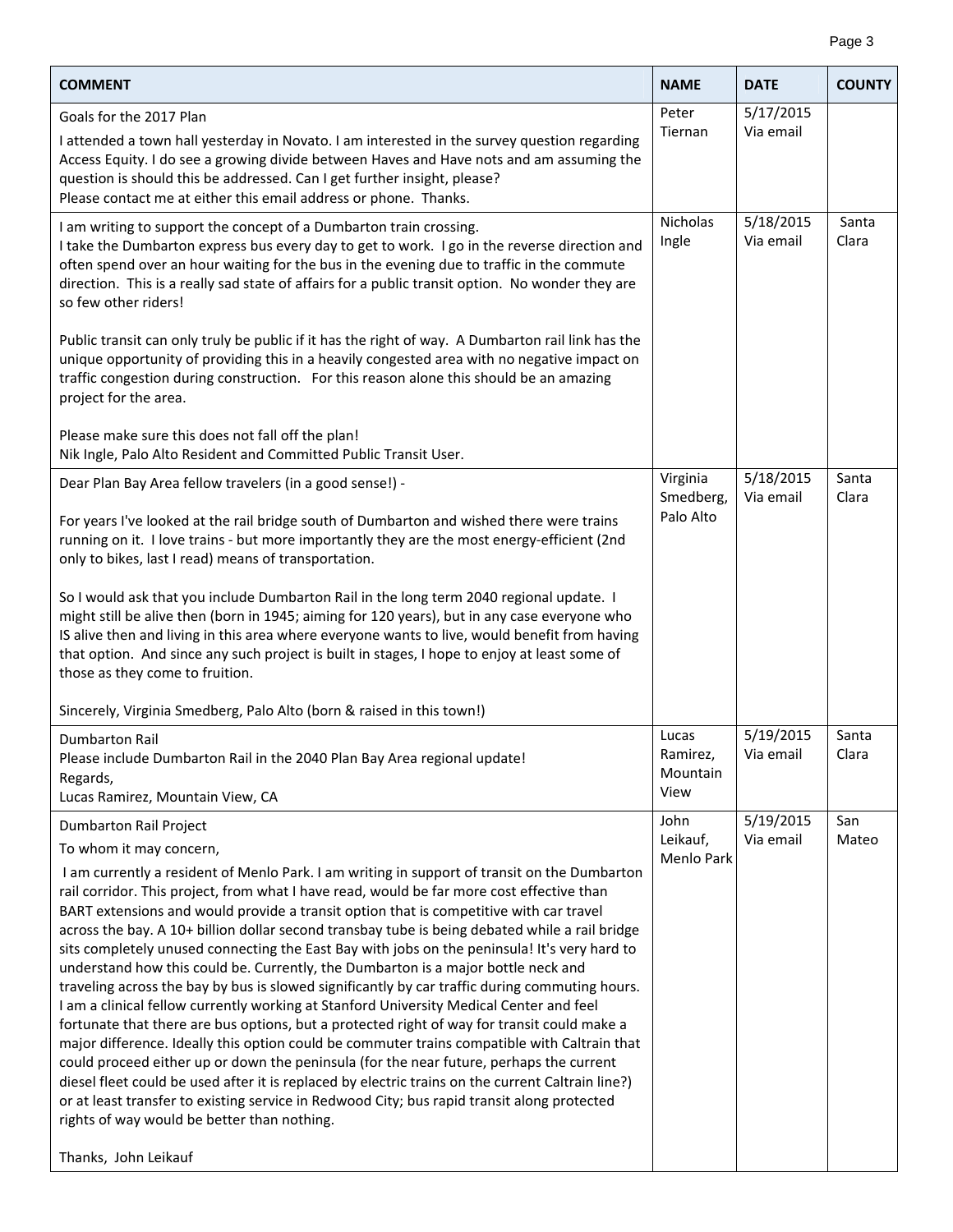| COMMENT | NAME | DATE | COUNTY |
|---|---|---|---|
| Goals for the 2017 Plan<br><br>I attended a town hall yesterday in Novato. I am interested in the survey question regarding Access Equity. I do see a growing divide between Haves and Have nots and am assuming the question is should this be addressed. Can I get further insight, please?<br>Please contact me at either this email address or phone. Thanks. | Peter Tiernan | 5/17/2015 Via email | |
| I am writing to support the concept of a Dumbarton train crossing.<br>I take the Dumbarton express bus every day to get to work. I go in the reverse direction and often spend over an hour waiting for the bus in the evening due to traffic in the commute direction. This is a really sad state of affairs for a public transit option. No wonder they are so few other riders!<br><br>Public transit can only truly be public if it has the right of way. A Dumbarton rail link has the unique opportunity of providing this in a heavily congested area with no negative impact on traffic congestion during construction. For this reason alone this should be an amazing project for the area.<br><br>Please make sure this does not fall off the plan!<br>Nik Ingle, Palo Alto Resident and Committed Public Transit User. | Nicholas Ingle | 5/18/2015 Via email | Santa Clara |
| Dear Plan Bay Area fellow travelers (in a good sense!) -<br><br>For years I've looked at the rail bridge south of Dumbarton and wished there were trains running on it. I love trains - but more importantly they are the most energy-efficient (2nd only to bikes, last I read) means of transportation.<br><br>So I would ask that you include Dumbarton Rail in the long term 2040 regional update. I might still be alive then (born in 1945; aiming for 120 years), but in any case everyone who IS alive then and living in this area where everyone wants to live, would benefit from having that option. And since any such project is built in stages, I hope to enjoy at least some of those as they come to fruition.<br><br>Sincerely, Virginia Smedberg, Palo Alto (born & raised in this town!) | Virginia Smedberg, Palo Alto | 5/18/2015 Via email | Santa Clara |
| Dumbarton Rail<br>Please include Dumbarton Rail in the 2040 Plan Bay Area regional update!<br>Regards,<br>Lucas Ramirez, Mountain View, CA | Lucas Ramirez, Mountain View | 5/19/2015 Via email | Santa Clara |
| Dumbarton Rail Project<br><br>To whom it may concern,<br><br>I am currently a resident of Menlo Park. I am writing in support of transit on the Dumbarton rail corridor. This project, from what I have read, would be far more cost effective than BART extensions and would provide a transit option that is competitive with car travel across the bay. A 10+ billion dollar second transbay tube is being debated while a rail bridge sits completely unused connecting the East Bay with jobs on the peninsula! It's very hard to understand how this could be. Currently, the Dumbarton is a major bottle neck and traveling across the bay by bus is slowed significantly by car traffic during commuting hours. I am a clinical fellow currently working at Stanford University Medical Center and feel fortunate that there are bus options, but a protected right of way for transit could make a major difference. Ideally this option could be commuter trains compatible with Caltrain that could proceed either up or down the peninsula (for the near future, perhaps the current diesel fleet could be used after it is replaced by electric trains on the current Caltrain line?) or at least transfer to existing service in Redwood City; bus rapid transit along protected rights of way would be better than nothing.<br><br>Thanks, John Leikauf | John Leikauf, Menlo Park | 5/19/2015 Via email | San Mateo |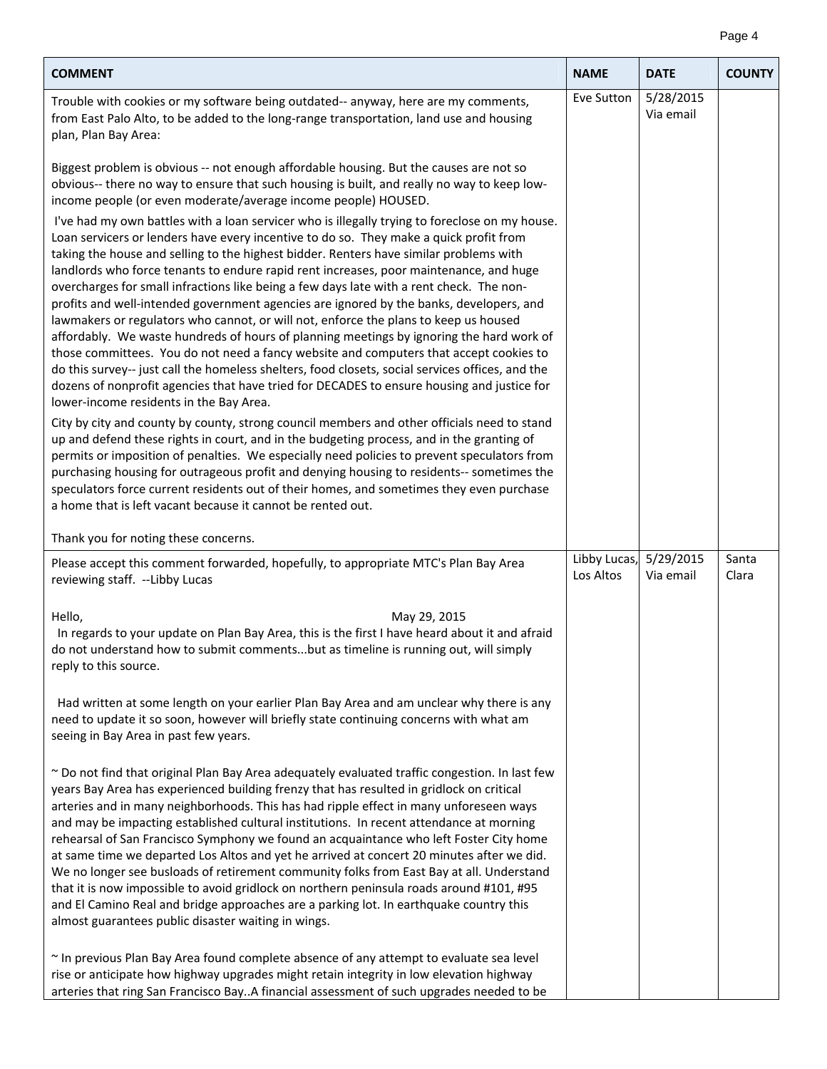| COMMENT | NAME | DATE | COUNTY |
|---|---|---|---|
| Trouble with cookies or my software being outdated-- anyway, here are my comments, from East Palo Alto, to be added to the long-range transportation, land use and housing plan, Plan Bay Area:<br><br>Biggest problem is obvious -- not enough affordable housing. But the causes are not so obvious-- there no way to ensure that such housing is built, and really no way to keep low-income people (or even moderate/average income people) HOUSED.<br><br>I've had my own battles with a loan servicer who is illegally trying to foreclose on my house. Loan servicers or lenders have every incentive to do so. They make a quick profit from taking the house and selling to the highest bidder. Renters have similar problems with landlords who force tenants to endure rapid rent increases, poor maintenance, and huge overcharges for small infractions like being a few days late with a rent check. The non-profits and well-intended government agencies are ignored by the banks, developers, and lawmakers or regulators who cannot, or will not, enforce the plans to keep us housed affordably. We waste hundreds of hours of planning meetings by ignoring the hard work of those committees. You do not need a fancy website and computers that accept cookies to do this survey-- just call the homeless shelters, food closets, social services offices, and the dozens of nonprofit agencies that have tried for DECADES to ensure housing and justice for lower-income residents in the Bay Area.<br><br>City by city and county by county, strong council members and other officials need to stand up and defend these rights in court, and in the budgeting process, and in the granting of permits or imposition of penalties. We especially need policies to prevent speculators from purchasing housing for outrageous profit and denying housing to residents-- sometimes the speculators force current residents out of their homes, and sometimes they even purchase a home that is left vacant because it cannot be rented out.<br><br>Thank you for noting these concerns. | Eve Sutton | 5/28/2015 Via email | |
| Please accept this comment forwarded, hopefully, to appropriate MTC's Plan Bay Area reviewing staff. --Libby Lucas<br><br>Hello, May 29, 2015<br>In regards to your update on Plan Bay Area, this is the first I have heard about it and afraid do not understand how to submit comments...but as timeline is running out, will simply reply to this source.<br><br>Had written at some length on your earlier Plan Bay Area and am unclear why there is any need to update it so soon, however will briefly state continuing concerns with what am seeing in Bay Area in past few years.<br><br>~ Do not find that original Plan Bay Area adequately evaluated traffic congestion. In last few years Bay Area has experienced building frenzy that has resulted in gridlock on critical arteries and in many neighborhoods. This has had ripple effect in many unforeseen ways and may be impacting established cultural institutions. In recent attendance at morning rehearsal of San Francisco Symphony we found an acquaintance who left Foster City home at same time we departed Los Altos and yet he arrived at concert 20 minutes after we did. We no longer see busloads of retirement community folks from East Bay at all. Understand that it is now impossible to avoid gridlock on northern peninsula roads around #101, #95 and El Camino Real and bridge approaches are a parking lot. In earthquake country this almost guarantees public disaster waiting in wings.<br><br>~ In previous Plan Bay Area found complete absence of any attempt to evaluate sea level rise or anticipate how highway upgrades might retain integrity in low elevation highway arteries that ring San Francisco Bay..A financial assessment of such upgrades needed to be | Libby Lucas, Los Altos | 5/29/2015 Via email | Santa Clara |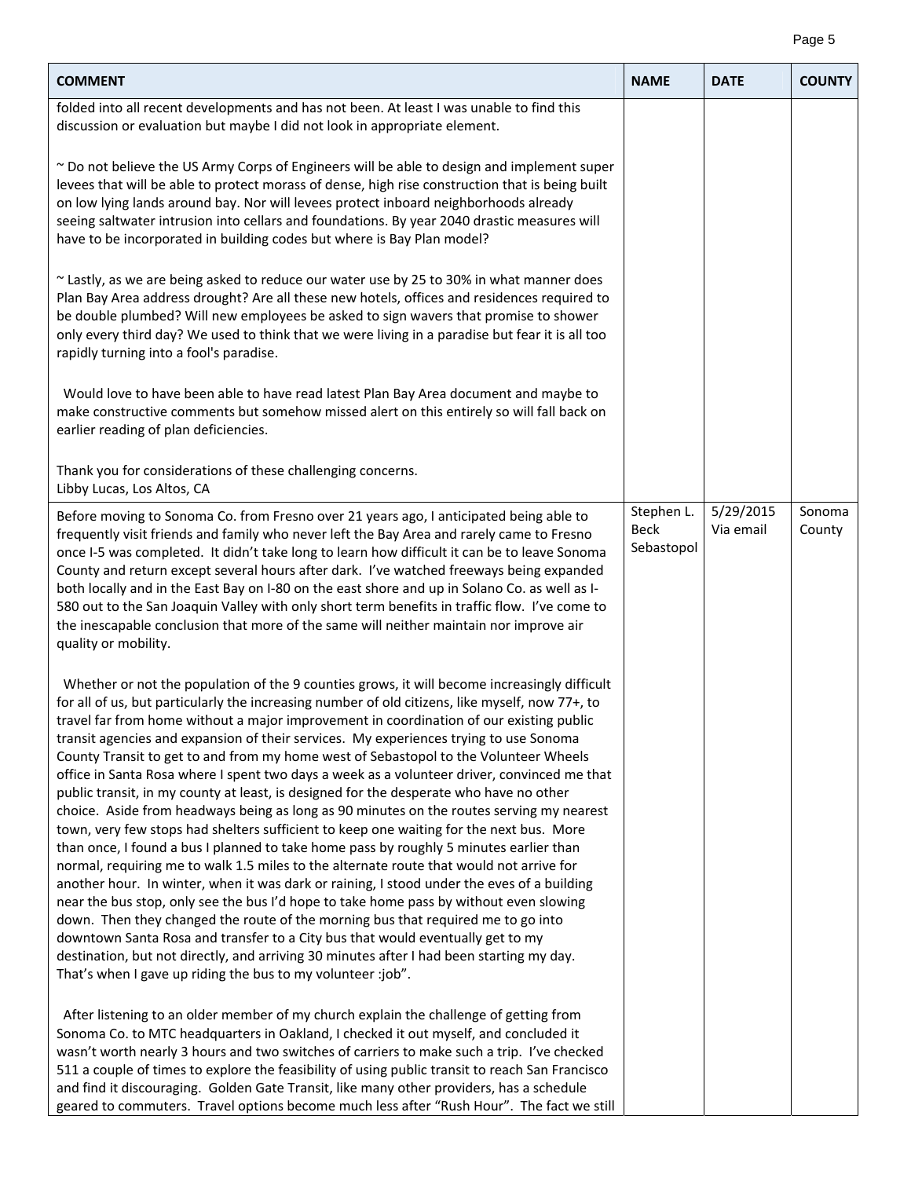| COMMENT | NAME | DATE | COUNTY |
|---|---|---|---|
| folded into all recent developments and has not been. At least I was unable to find this discussion or evaluation but maybe I did not look in appropriate element.<br><br>~ Do not believe the US Army Corps of Engineers will be able to design and implement super levees that will be able to protect morass of dense, high rise construction that is being built on low lying lands around bay. Nor will levees protect inboard neighborhoods already seeing saltwater intrusion into cellars and foundations. By year 2040 drastic measures will have to be incorporated in building codes but where is Bay Plan model?<br><br>~ Lastly, as we are being asked to reduce our water use by 25 to 30% in what manner does Plan Bay Area address drought? Are all these new hotels, offices and residences required to be double plumbed? Will new employees be asked to sign wavers that promise to shower only every third day? We used to think that we were living in a paradise but fear it is all too rapidly turning into a fool's paradise.<br><br>Would love to have been able to have read latest Plan Bay Area document and maybe to make constructive comments but somehow missed alert on this entirely so will fall back on earlier reading of plan deficiencies.<br><br>Thank you for considerations of these challenging concerns.<br>Libby Lucas, Los Altos, CA | | | |
| Before moving to Sonoma Co. from Fresno over 21 years ago, I anticipated being able to frequently visit friends and family who never left the Bay Area and rarely came to Fresno once I-5 was completed. It didn't take long to learn how difficult it can be to leave Sonoma County and return except several hours after dark. I've watched freeways being expanded both locally and in the East Bay on I-80 on the east shore and up in Solano Co. as well as I-580 out to the San Joaquin Valley with only short term benefits in traffic flow. I've come to the inescapable conclusion that more of the same will neither maintain nor improve air quality or mobility.<br><br>Whether or not the population of the 9 counties grows, it will become increasingly difficult for all of us, but particularly the increasing number of old citizens, like myself, now 77+, to travel far from home without a major improvement in coordination of our existing public transit agencies and expansion of their services. My experiences trying to use Sonoma County Transit to get to and from my home west of Sebastopol to the Volunteer Wheels office in Santa Rosa where I spent two days a week as a volunteer driver, convinced me that public transit, in my county at least, is designed for the desperate who have no other choice. Aside from headways being as long as 90 minutes on the routes serving my nearest town, very few stops had shelters sufficient to keep one waiting for the next bus. More than once, I found a bus I planned to take home pass by roughly 5 minutes earlier than normal, requiring me to walk 1.5 miles to the alternate route that would not arrive for another hour. In winter, when it was dark or raining, I stood under the eves of a building near the bus stop, only see the bus I'd hope to take home pass by without even slowing down. Then they changed the route of the morning bus that required me to go into downtown Santa Rosa and transfer to a City bus that would eventually get to my destination, but not directly, and arriving 30 minutes after I had been starting my day. That's when I gave up riding the bus to my volunteer :job".<br><br>After listening to an older member of my church explain the challenge of getting from Sonoma Co. to MTC headquarters in Oakland, I checked it out myself, and concluded it wasn't worth nearly 3 hours and two switches of carriers to make such a trip. I've checked 511 a couple of times to explore the feasibility of using public transit to reach San Francisco and find it discouraging. Golden Gate Transit, like many other providers, has a schedule geared to commuters. Travel options become much less after "Rush Hour". The fact we still | Stephen L. Beck Sebastopol | 5/29/2015 Via email | Sonoma County |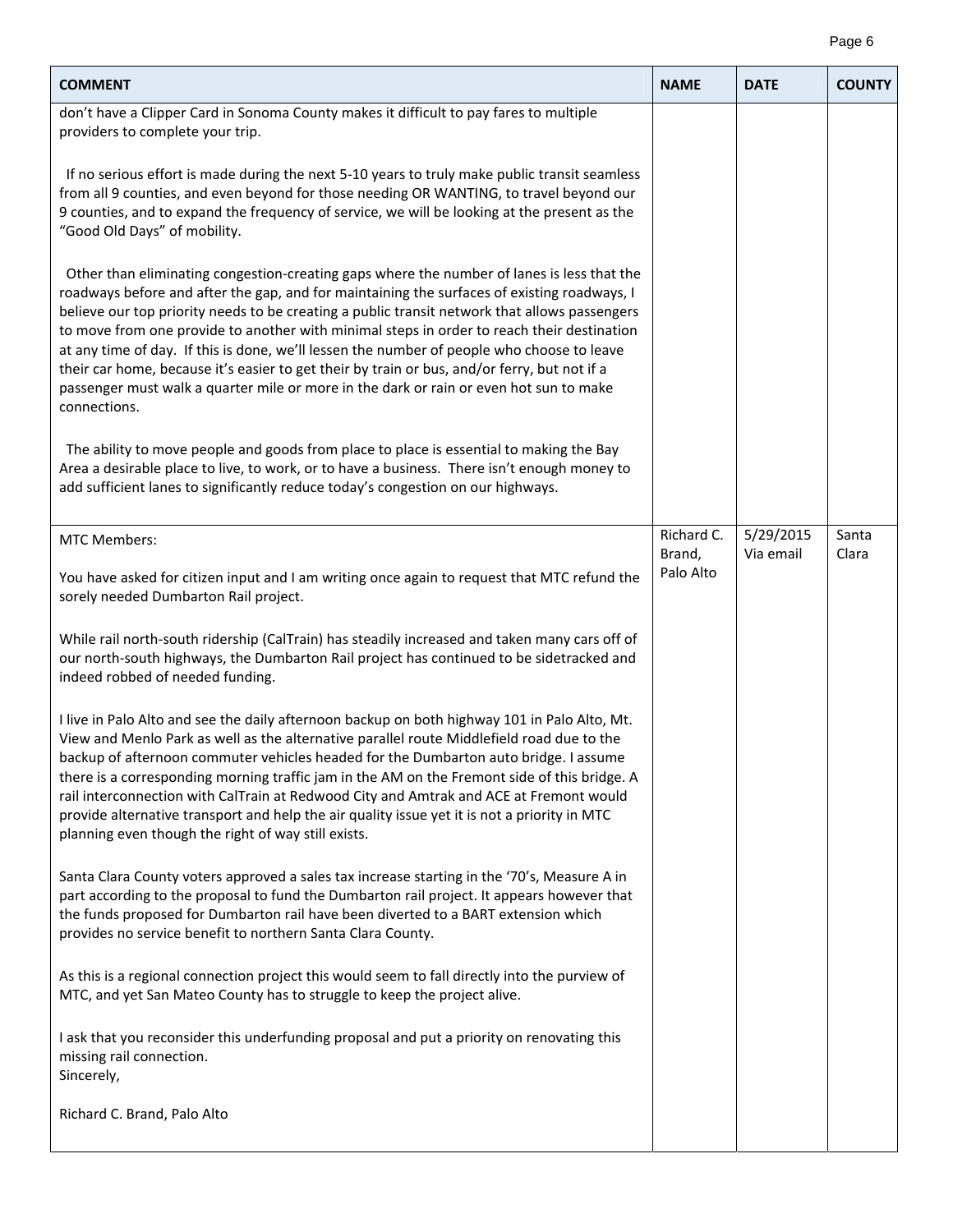| COMMENT | NAME | DATE | COUNTY |
|---|---|---|---|
| don't have a Clipper Card in Sonoma County makes it difficult to pay fares to multiple providers to complete your trip.<br><br>If no serious effort is made during the next 5-10 years to truly make public transit seamless from all 9 counties, and even beyond for those needing OR WANTING, to travel beyond our 9 counties, and to expand the frequency of service, we will be looking at the present as the "Good Old Days" of mobility.<br><br>Other than eliminating congestion-creating gaps where the number of lanes is less that the roadways before and after the gap, and for maintaining the surfaces of existing roadways, I believe our top priority needs to be creating a public transit network that allows passengers to move from one provide to another with minimal steps in order to reach their destination at any time of day. If this is done, we'll lessen the number of people who choose to leave their car home, because it's easier to get their by train or bus, and/or ferry, but not if a passenger must walk a quarter mile or more in the dark or rain or even hot sun to make connections.<br><br>The ability to move people and goods from place to place is essential to making the Bay Area a desirable place to live, to work, or to have a business. There isn't enough money to add sufficient lanes to significantly reduce today's congestion on our highways. | | | |
| MTC Members:<br><br>You have asked for citizen input and I am writing once again to request that MTC refund the sorely needed Dumbarton Rail project.<br><br>While rail north-south ridership (CalTrain) has steadily increased and taken many cars off of our north-south highways, the Dumbarton Rail project has continued to be sidetracked and indeed robbed of needed funding.<br><br>I live in Palo Alto and see the daily afternoon backup on both highway 101 in Palo Alto, Mt. View and Menlo Park as well as the alternative parallel route Middlefield road due to the backup of afternoon commuter vehicles headed for the Dumbarton auto bridge. I assume there is a corresponding morning traffic jam in the AM on the Fremont side of this bridge. A rail interconnection with CalTrain at Redwood City and Amtrak and ACE at Fremont would provide alternative transport and help the air quality issue yet it is not a priority in MTC planning even though the right of way still exists.<br><br>Santa Clara County voters approved a sales tax increase starting in the '70's, Measure A in part according to the proposal to fund the Dumbarton rail project. It appears however that the funds proposed for Dumbarton rail have been diverted to a BART extension which provides no service benefit to northern Santa Clara County.<br><br>As this is a regional connection project this would seem to fall directly into the purview of MTC, and yet San Mateo County has to struggle to keep the project alive.<br><br>I ask that you reconsider this underfunding proposal and put a priority on renovating this missing rail connection.<br>Sincerely,<br><br>Richard C. Brand, Palo Alto | Richard C. Brand, Palo Alto | 5/29/2015 Via email | Santa Clara |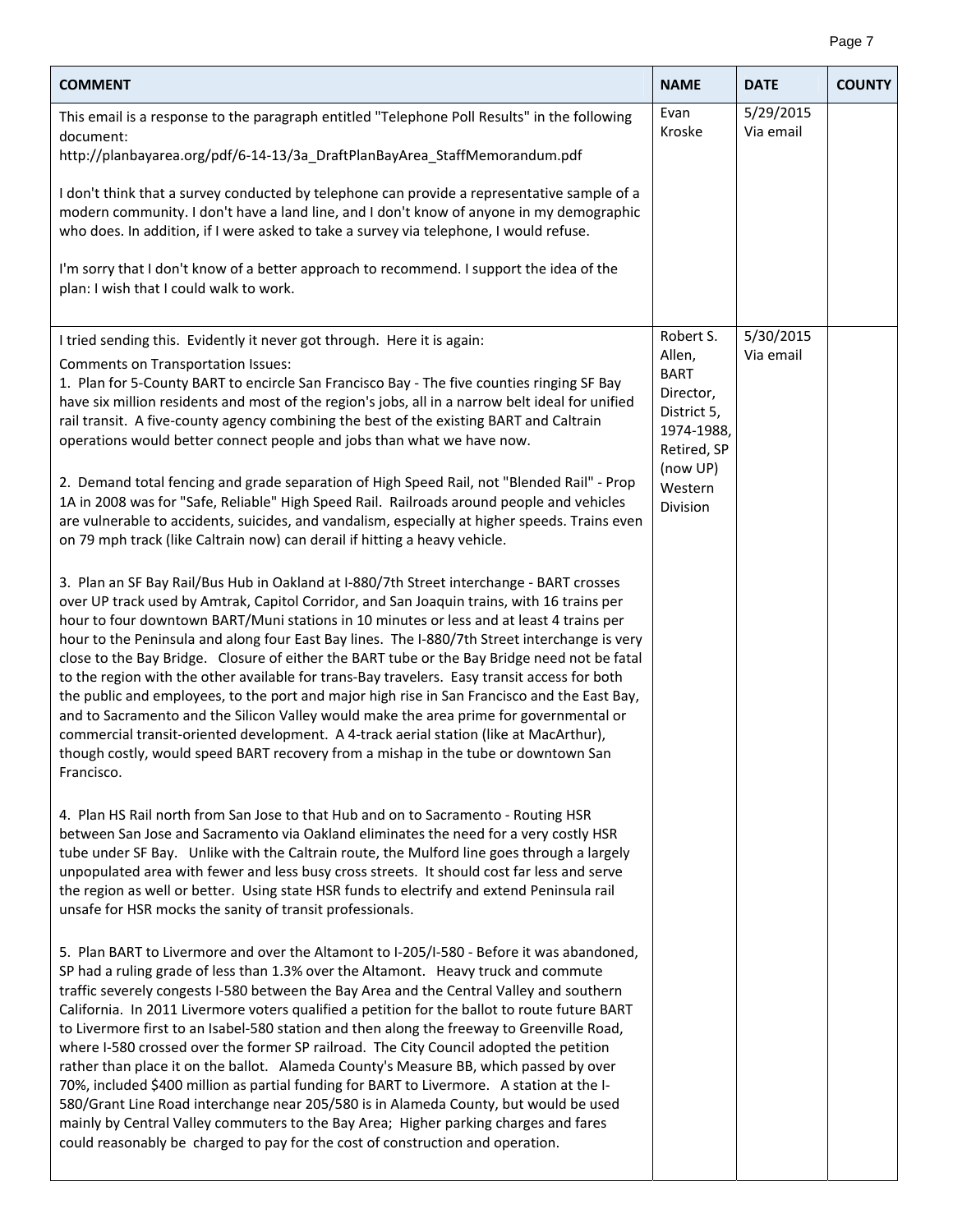| COMMENT | NAME | DATE | COUNTY |
|---|---|---|---|
| This email is a response to the paragraph entitled "Telephone Poll Results" in the following document:<br>http://planbayarea.org/pdf/6-14-13/3a_DraftPlanBayArea_StaffMemorandum.pdf<br><br>I don't think that a survey conducted by telephone can provide a representative sample of a modern community. I don't have a land line, and I don't know of anyone in my demographic who does. In addition, if I were asked to take a survey via telephone, I would refuse.<br><br>I'm sorry that I don't know of a better approach to recommend. I support the idea of the plan: I wish that I could walk to work. | Evan Kroske | 5/29/2015 Via email | |
| I tried sending this. Evidently it never got through. Here it is again:<br>Comments on Transportation Issues:<br>1. Plan for 5-County BART to encircle San Francisco Bay - The five counties ringing SF Bay have six million residents and most of the region's jobs, all in a narrow belt ideal for unified rail transit. A five-county agency combining the best of the existing BART and Caltrain operations would better connect people and jobs than what we have now.<br><br>2. Demand total fencing and grade separation of High Speed Rail, not "Blended Rail" - Prop 1A in 2008 was for "Safe, Reliable" High Speed Rail. Railroads around people and vehicles are vulnerable to accidents, suicides, and vandalism, especially at higher speeds. Trains even on 79 mph track (like Caltrain now) can derail if hitting a heavy vehicle.<br><br>3. Plan an SF Bay Rail/Bus Hub in Oakland at I-880/7th Street interchange - BART crosses over UP track used by Amtrak, Capitol Corridor, and San Joaquin trains, with 16 trains per hour to four downtown BART/Muni stations in 10 minutes or less and at least 4 trains per hour to the Peninsula and along four East Bay lines. The I-880/7th Street interchange is very close to the Bay Bridge. Closure of either the BART tube or the Bay Bridge need not be fatal to the region with the other available for trans-Bay travelers. Easy transit access for both the public and employees, to the port and major high rise in San Francisco and the East Bay, and to Sacramento and the Silicon Valley would make the area prime for governmental or commercial transit-oriented development. A 4-track aerial station (like at MacArthur), though costly, would speed BART recovery from a mishap in the tube or downtown San Francisco.<br><br>4. Plan HS Rail north from San Jose to that Hub and on to Sacramento - Routing HSR between San Jose and Sacramento via Oakland eliminates the need for a very costly HSR tube under SF Bay. Unlike with the Caltrain route, the Mulford line goes through a largely unpopulated area with fewer and less busy cross streets. It should cost far less and serve the region as well or better. Using state HSR funds to electrify and extend Peninsula rail unsafe for HSR mocks the sanity of transit professionals.<br><br>5. Plan BART to Livermore and over the Altamont to I-205/I-580 - Before it was abandoned, SP had a ruling grade of less than 1.3% over the Altamont. Heavy truck and commute traffic severely congests I-580 between the Bay Area and the Central Valley and southern California. In 2011 Livermore voters qualified a petition for the ballot to route future BART to Livermore first to an Isabel-580 station and then along the freeway to Greenville Road, where I-580 crossed over the former SP railroad. The City Council adopted the petition rather than place it on the ballot. Alameda County's Measure BB, which passed by over 70%, included $400 million as partial funding for BART to Livermore. A station at the I-580/Grant Line Road interchange near 205/580 is in Alameda County, but would be used mainly by Central Valley commuters to the Bay Area; Higher parking charges and fares could reasonably be charged to pay for the cost of construction and operation. | Robert S. Allen, BART Director, District 5, 1974-1988, Retired, SP (now UP) Western Division | 5/30/2015 Via email | |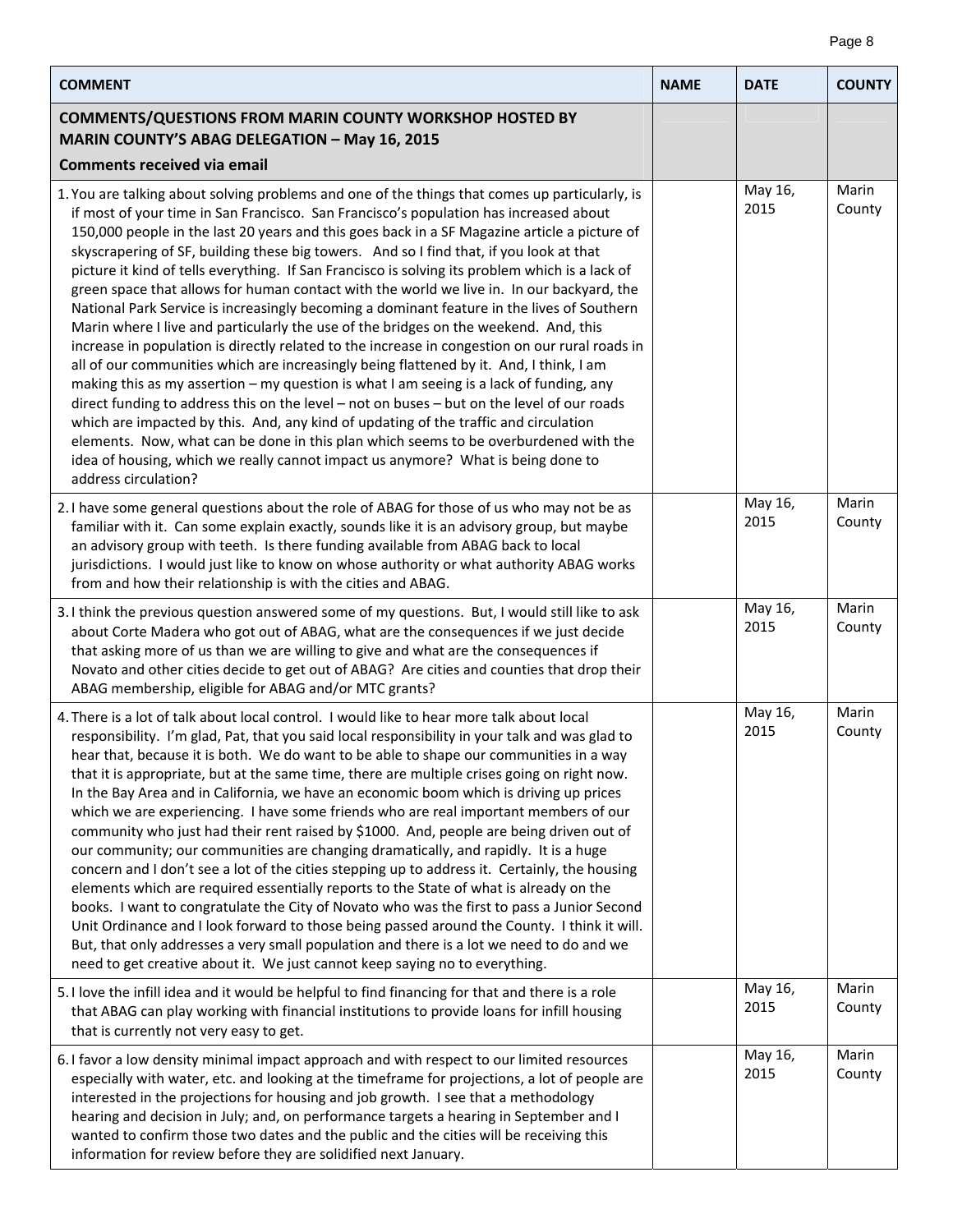| COMMENT | NAME | DATE | COUNTY |
|---|---|---|---|
| **COMMENTS/QUESTIONS FROM MARIN COUNTY WORKSHOP HOSTED BY MARIN COUNTY'S ABAG DELEGATION – May 16, 2015** **Comments received via email** | | | |
| 1. You are talking about solving problems and one of the things that comes up particularly, is if most of your time in San Francisco. San Francisco's population has increased about 150,000 people in the last 20 years and this goes back in a SF Magazine article a picture of skyscrapering of SF, building these big towers. And so I find that, if you look at that picture it kind of tells everything. If San Francisco is solving its problem which is a lack of green space that allows for human contact with the world we live in. In our backyard, the National Park Service is increasingly becoming a dominant feature in the lives of Southern Marin where I live and particularly the use of the bridges on the weekend. And, this increase in population is directly related to the increase in congestion on our rural roads in all of our communities which are increasingly being flattened by it. And, I think, I am making this as my assertion – my question is what I am seeing is a lack of funding, any direct funding to address this on the level – not on buses – but on the level of our roads which are impacted by this. And, any kind of updating of the traffic and circulation elements. Now, what can be done in this plan which seems to be overburdened with the idea of housing, which we really cannot impact us anymore? What is being done to address circulation? | | May 16, 2015 | Marin County |
| 2. I have some general questions about the role of ABAG for those of us who may not be as familiar with it. Can some explain exactly, sounds like it is an advisory group, but maybe an advisory group with teeth. Is there funding available from ABAG back to local jurisdictions. I would just like to know on whose authority or what authority ABAG works from and how their relationship is with the cities and ABAG. | | May 16, 2015 | Marin County |
| 3. I think the previous question answered some of my questions. But, I would still like to ask about Corte Madera who got out of ABAG, what are the consequences if we just decide that asking more of us than we are willing to give and what are the consequences if Novato and other cities decide to get out of ABAG? Are cities and counties that drop their ABAG membership, eligible for ABAG and/or MTC grants? | | May 16, 2015 | Marin County |
| 4. There is a lot of talk about local control. I would like to hear more talk about local responsibility. I'm glad, Pat, that you said local responsibility in your talk and was glad to hear that, because it is both. We do want to be able to shape our communities in a way that it is appropriate, but at the same time, there are multiple crises going on right now. In the Bay Area and in California, we have an economic boom which is driving up prices which we are experiencing. I have some friends who are real important members of our community who just had their rent raised by $1000. And, people are being driven out of our community; our communities are changing dramatically, and rapidly. It is a huge concern and I don't see a lot of the cities stepping up to address it. Certainly, the housing elements which are required essentially reports to the State of what is already on the books. I want to congratulate the City of Novato who was the first to pass a Junior Second Unit Ordinance and I look forward to those being passed around the County. I think it will. But, that only addresses a very small population and there is a lot we need to do and we need to get creative about it. We just cannot keep saying no to everything. | | May 16, 2015 | Marin County |
| 5. I love the infill idea and it would be helpful to find financing for that and there is a role that ABAG can play working with financial institutions to provide loans for infill housing that is currently not very easy to get. | | May 16, 2015 | Marin County |
| 6. I favor a low density minimal impact approach and with respect to our limited resources especially with water, etc. and looking at the timeframe for projections, a lot of people are interested in the projections for housing and job growth. I see that a methodology hearing and decision in July; and, on performance targets a hearing in September and I wanted to confirm those two dates and the public and the cities will be receiving this information for review before they are solidified next January. | | May 16, 2015 | Marin County |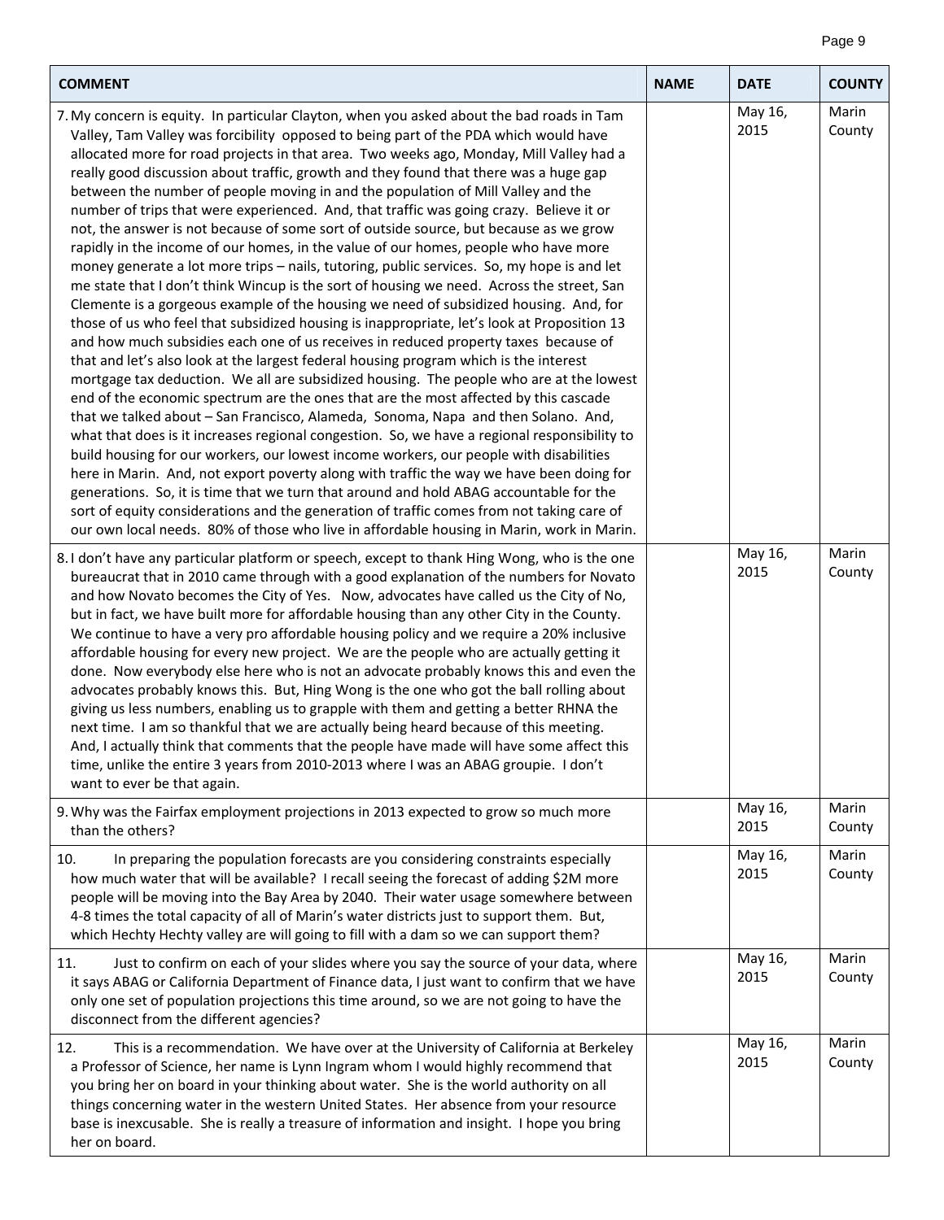| COMMENT | NAME | DATE | COUNTY |
|---|---|---|---|
| 7. My concern is equity. In particular Clayton, when you asked about the bad roads in Tam Valley, Tam Valley was forcibility opposed to being part of the PDA which would have allocated more for road projects in that area. Two weeks ago, Monday, Mill Valley had a really good discussion about traffic, growth and they found that there was a huge gap between the number of people moving in and the population of Mill Valley and the number of trips that were experienced. And, that traffic was going crazy. Believe it or not, the answer is not because of some sort of outside source, but because as we grow rapidly in the income of our homes, in the value of our homes, people who have more money generate a lot more trips – nails, tutoring, public services. So, my hope is and let me state that I don't think Wincup is the sort of housing we need. Across the street, San Clemente is a gorgeous example of the housing we need of subsidized housing. And, for those of us who feel that subsidized housing is inappropriate, let's look at Proposition 13 and how much subsidies each one of us receives in reduced property taxes because of that and let's also look at the largest federal housing program which is the interest mortgage tax deduction. We all are subsidized housing. The people who are at the lowest end of the economic spectrum are the ones that are the most affected by this cascade that we talked about – San Francisco, Alameda, Sonoma, Napa and then Solano. And, what that does is it increases regional congestion. So, we have a regional responsibility to build housing for our workers, our lowest income workers, our people with disabilities here in Marin. And, not export poverty along with traffic the way we have been doing for generations. So, it is time that we turn that around and hold ABAG accountable for the sort of equity considerations and the generation of traffic comes from not taking care of our own local needs. 80% of those who live in affordable housing in Marin, work in Marin. | | May 16, 2015 | Marin County |
| 8. I don't have any particular platform or speech, except to thank Hing Wong, who is the one bureaucrat that in 2010 came through with a good explanation of the numbers for Novato and how Novato becomes the City of Yes. Now, advocates have called us the City of No, but in fact, we have built more for affordable housing than any other City in the County. We continue to have a very pro affordable housing policy and we require a 20% inclusive affordable housing for every new project. We are the people who are actually getting it done. Now everybody else here who is not an advocate probably knows this and even the advocates probably knows this. But, Hing Wong is the one who got the ball rolling about giving us less numbers, enabling us to grapple with them and getting a better RHNA the next time. I am so thankful that we are actually being heard because of this meeting. And, I actually think that comments that the people have made will have some affect this time, unlike the entire 3 years from 2010-2013 where I was an ABAG groupie. I don't want to ever be that again. | | May 16, 2015 | Marin County |
| 9. Why was the Fairfax employment projections in 2013 expected to grow so much more than the others? | | May 16, 2015 | Marin County |
| 10. In preparing the population forecasts are you considering constraints especially how much water that will be available? I recall seeing the forecast of adding $2M more people will be moving into the Bay Area by 2040. Their water usage somewhere between 4-8 times the total capacity of all of Marin's water districts just to support them. But, which Hechty Hechty valley are will going to fill with a dam so we can support them? | | May 16, 2015 | Marin County |
| 11. Just to confirm on each of your slides where you say the source of your data, where it says ABAG or California Department of Finance data, I just want to confirm that we have only one set of population projections this time around, so we are not going to have the disconnect from the different agencies? | | May 16, 2015 | Marin County |
| 12. This is a recommendation. We have over at the University of California at Berkeley a Professor of Science, her name is Lynn Ingram whom I would highly recommend that you bring her on board in your thinking about water. She is the world authority on all things concerning water in the western United States. Her absence from your resource base is inexcusable. She is really a treasure of information and insight. I hope you bring her on board. | | May 16, 2015 | Marin County |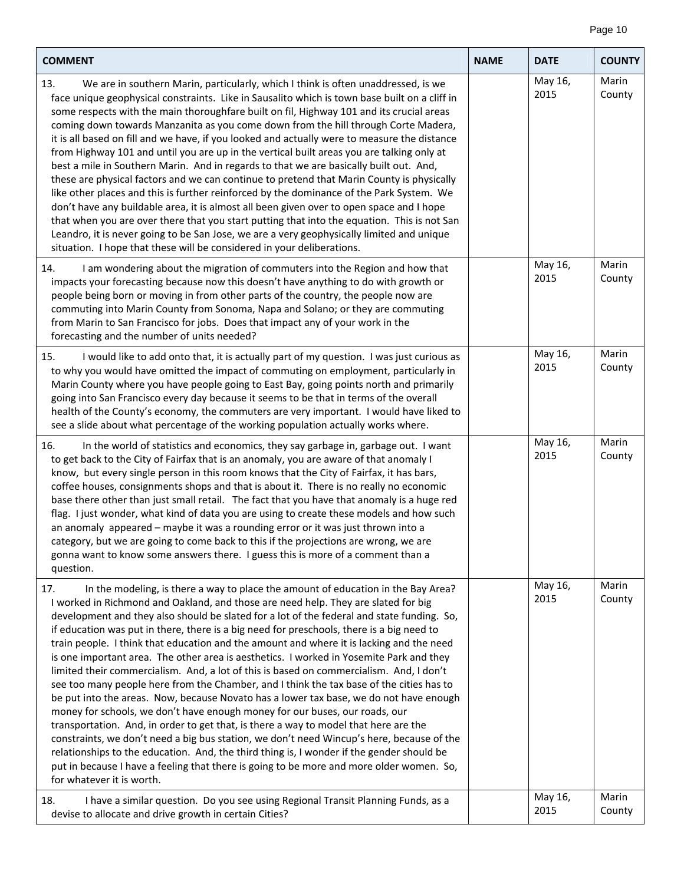| COMMENT | NAME | DATE | COUNTY |
|---|---|---|---|
| 13. We are in southern Marin, particularly, which I think is often unaddressed, is we face unique geophysical constraints. Like in Sausalito which is town base built on a cliff in some respects with the main thoroughfare built on fil, Highway 101 and its crucial areas coming down towards Manzanita as you come down from the hill through Corte Madera, it is all based on fill and we have, if you looked and actually were to measure the distance from Highway 101 and until you are up in the vertical built areas you are talking only at best a mile in Southern Marin. And in regards to that we are basically built out. And, these are physical factors and we can continue to pretend that Marin County is physically like other places and this is further reinforced by the dominance of the Park System. We don't have any buildable area, it is almost all been given over to open space and I hope that when you are over there that you start putting that into the equation. This is not San Leandro, it is never going to be San Jose, we are a very geophysically limited and unique situation. I hope that these will be considered in your deliberations. | | May 16, 2015 | Marin County |
| 14. I am wondering about the migration of commuters into the Region and how that impacts your forecasting because now this doesn't have anything to do with growth or people being born or moving in from other parts of the country, the people now are commuting into Marin County from Sonoma, Napa and Solano; or they are commuting from Marin to San Francisco for jobs. Does that impact any of your work in the forecasting and the number of units needed? | | May 16, 2015 | Marin County |
| 15. I would like to add onto that, it is actually part of my question. I was just curious as to why you would have omitted the impact of commuting on employment, particularly in Marin County where you have people going to East Bay, going points north and primarily going into San Francisco every day because it seems to be that in terms of the overall health of the County's economy, the commuters are very important. I would have liked to see a slide about what percentage of the working population actually works where. | | May 16, 2015 | Marin County |
| 16. In the world of statistics and economics, they say garbage in, garbage out. I want to get back to the City of Fairfax that is an anomaly, you are aware of that anomaly I know, but every single person in this room knows that the City of Fairfax, it has bars, coffee houses, consignments shops and that is about it. There is no really no economic base there other than just small retail. The fact that you have that anomaly is a huge red flag. I just wonder, what kind of data you are using to create these models and how such an anomaly appeared – maybe it was a rounding error or it was just thrown into a category, but we are going to come back to this if the projections are wrong, we are gonna want to know some answers there. I guess this is more of a comment than a question. | | May 16, 2015 | Marin County |
| 17. In the modeling, is there a way to place the amount of education in the Bay Area? I worked in Richmond and Oakland, and those are need help. They are slated for big development and they also should be slated for a lot of the federal and state funding. So, if education was put in there, there is a big need for preschools, there is a big need to train people. I think that education and the amount and where it is lacking and the need is one important area. The other area is aesthetics. I worked in Yosemite Park and they limited their commercialism. And, a lot of this is based on commercialism. And, I don't see too many people here from the Chamber, and I think the tax base of the cities has to be put into the areas. Now, because Novato has a lower tax base, we do not have enough money for schools, we don't have enough money for our buses, our roads, our transportation. And, in order to get that, is there a way to model that here are the constraints, we don't need a big bus station, we don't need Wincup's here, because of the relationships to the education. And, the third thing is, I wonder if the gender should be put in because I have a feeling that there is going to be more and more older women. So, for whatever it is worth. | | May 16, 2015 | Marin County |
| 18. I have a similar question. Do you see using Regional Transit Planning Funds, as a devise to allocate and drive growth in certain Cities? | | May 16, 2015 | Marin County |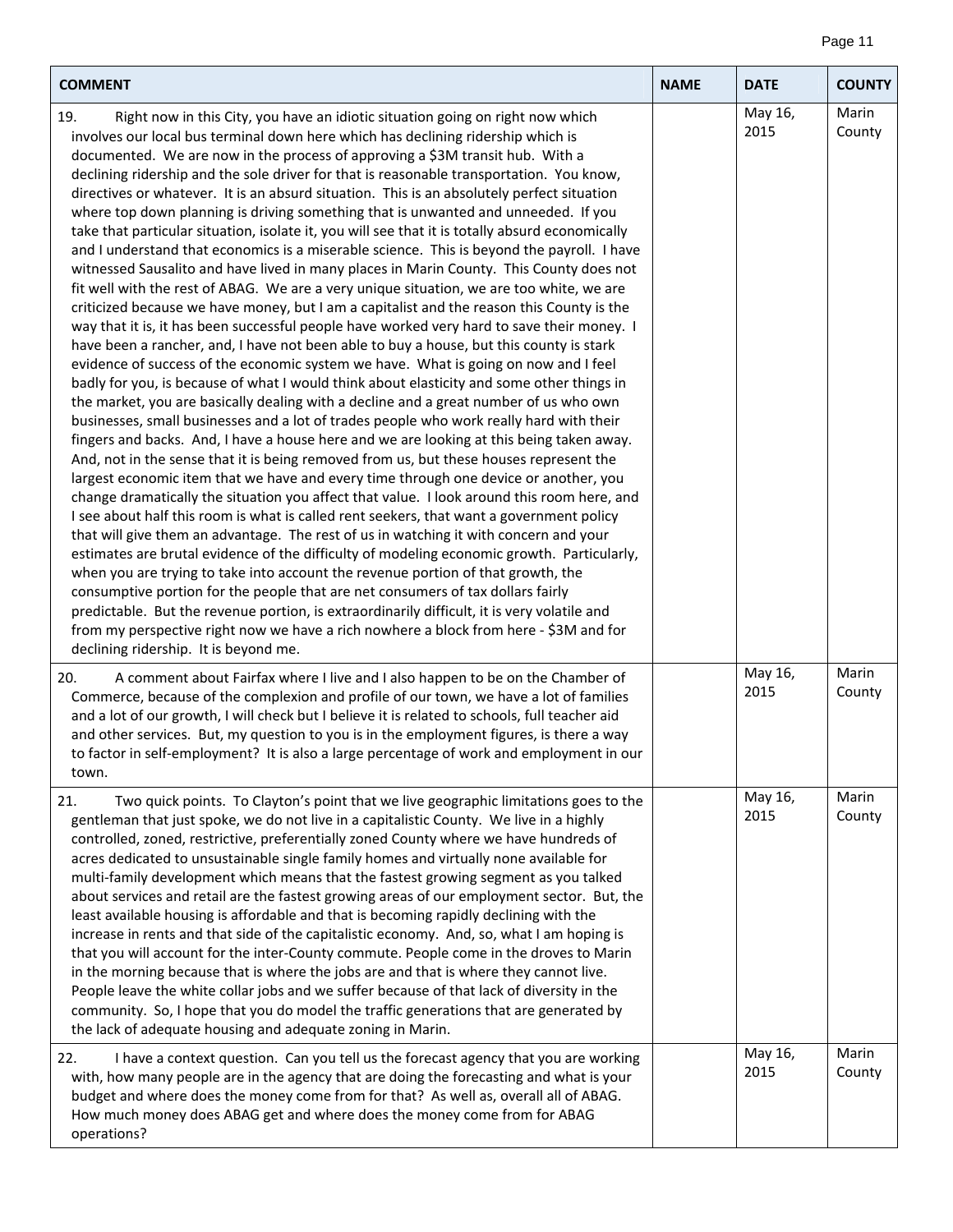| COMMENT | NAME | DATE | COUNTY |
|---|---|---|---|
| 19. Right now in this City, you have an idiotic situation going on right now which involves our local bus terminal down here which has declining ridership which is documented. We are now in the process of approving a $3M transit hub. With a declining ridership and the sole driver for that is reasonable transportation. You know, directives or whatever. It is an absurd situation. This is an absolutely perfect situation where top down planning is driving something that is unwanted and unneeded. If you take that particular situation, isolate it, you will see that it is totally absurd economically and I understand that economics is a miserable science. This is beyond the payroll. I have witnessed Sausalito and have lived in many places in Marin County. This County does not fit well with the rest of ABAG. We are a very unique situation, we are too white, we are criticized because we have money, but I am a capitalist and the reason this County is the way that it is, it has been successful people have worked very hard to save their money. I have been a rancher, and, I have not been able to buy a house, but this county is stark evidence of success of the economic system we have. What is going on now and I feel badly for you, is because of what I would think about elasticity and some other things in the market, you are basically dealing with a decline and a great number of us who own businesses, small businesses and a lot of trades people who work really hard with their fingers and backs. And, I have a house here and we are looking at this being taken away. And, not in the sense that it is being removed from us, but these houses represent the largest economic item that we have and every time through one device or another, you change dramatically the situation you affect that value. I look around this room here, and I see about half this room is what is called rent seekers, that want a government policy that will give them an advantage. The rest of us in watching it with concern and your estimates are brutal evidence of the difficulty of modeling economic growth. Particularly, when you are trying to take into account the revenue portion of that growth, the consumptive portion for the people that are net consumers of tax dollars fairly predictable. But the revenue portion, is extraordinarily difficult, it is very volatile and from my perspective right now we have a rich nowhere a block from here - $3M and for declining ridership. It is beyond me. | | May 16, 2015 | Marin County |
| 20. A comment about Fairfax where I live and I also happen to be on the Chamber of Commerce, because of the complexion and profile of our town, we have a lot of families and a lot of our growth, I will check but I believe it is related to schools, full teacher aid and other services. But, my question to you is in the employment figures, is there a way to factor in self-employment? It is also a large percentage of work and employment in our town. | | May 16, 2015 | Marin County |
| 21. Two quick points. To Clayton's point that we live geographic limitations goes to the gentleman that just spoke, we do not live in a capitalistic County. We live in a highly controlled, zoned, restrictive, preferentially zoned County where we have hundreds of acres dedicated to unsustainable single family homes and virtually none available for multi-family development which means that the fastest growing segment as you talked about services and retail are the fastest growing areas of our employment sector. But, the least available housing is affordable and that is becoming rapidly declining with the increase in rents and that side of the capitalistic economy. And, so, what I am hoping is that you will account for the inter-County commute. People come in the droves to Marin in the morning because that is where the jobs are and that is where they cannot live. People leave the white collar jobs and we suffer because of that lack of diversity in the community. So, I hope that you do model the traffic generations that are generated by the lack of adequate housing and adequate zoning in Marin. | | May 16, 2015 | Marin County |
| 22. I have a context question. Can you tell us the forecast agency that you are working with, how many people are in the agency that are doing the forecasting and what is your budget and where does the money come from for that? As well as, overall all of ABAG. How much money does ABAG get and where does the money come from for ABAG operations? | | May 16, 2015 | Marin County |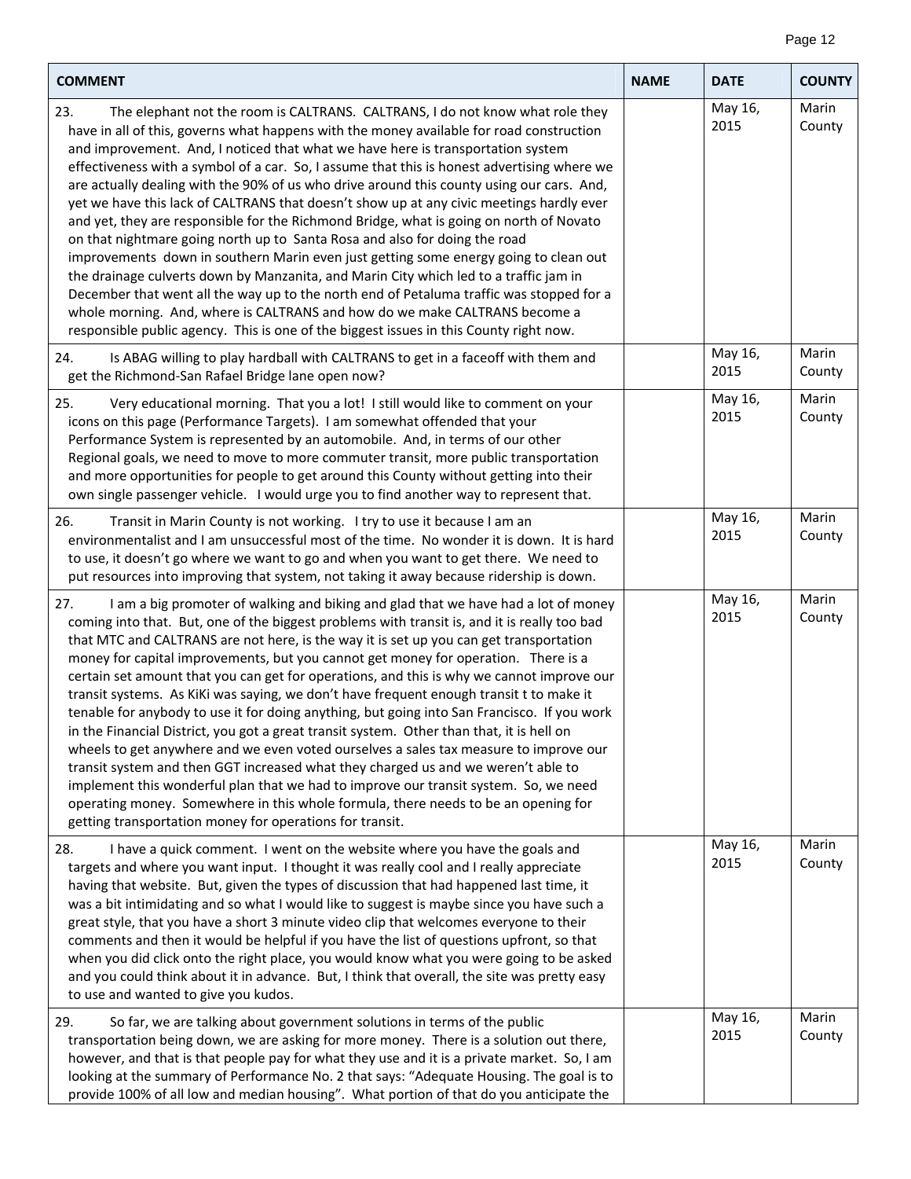| COMMENT | NAME | DATE | COUNTY |
| --- | --- | --- | --- |
| 23. The elephant not the room is CALTRANS. CALTRANS, I do not know what role they have in all of this, governs what happens with the money available for road construction and improvement. And, I noticed that what we have here is transportation system effectiveness with a symbol of a car. So, I assume that this is honest advertising where we are actually dealing with the 90% of us who drive around this county using our cars. And, yet we have this lack of CALTRANS that doesn't show up at any civic meetings hardly ever and yet, they are responsible for the Richmond Bridge, what is going on north of Novato on that nightmare going north up to Santa Rosa and also for doing the road improvements down in southern Marin even just getting some energy going to clean out the drainage culverts down by Manzanita, and Marin City which led to a traffic jam in December that went all the way up to the north end of Petaluma traffic was stopped for a whole morning. And, where is CALTRANS and how do we make CALTRANS become a responsible public agency. This is one of the biggest issues in this County right now. | | May 16, 2015 | Marin County |
| 24. Is ABAG willing to play hardball with CALTRANS to get in a faceoff with them and get the Richmond-San Rafael Bridge lane open now? | | May 16, 2015 | Marin County |
| 25. Very educational morning. That you a lot! I still would like to comment on your icons on this page (Performance Targets). I am somewhat offended that your Performance System is represented by an automobile. And, in terms of our other Regional goals, we need to move to more commuter transit, more public transportation and more opportunities for people to get around this County without getting into their own single passenger vehicle. I would urge you to find another way to represent that. | | May 16, 2015 | Marin County |
| 26. Transit in Marin County is not working. I try to use it because I am an environmentalist and I am unsuccessful most of the time. No wonder it is down. It is hard to use, it doesn't go where we want to go and when you want to get there. We need to put resources into improving that system, not taking it away because ridership is down. | | May 16, 2015 | Marin County |
| 27. I am a big promoter of walking and biking and glad that we have had a lot of money coming into that. But, one of the biggest problems with transit is, and it is really too bad that MTC and CALTRANS are not here, is the way it is set up you can get transportation money for capital improvements, but you cannot get money for operation. There is a certain set amount that you can get for operations, and this is why we cannot improve our transit systems. As KiKi was saying, we don't have frequent enough transit t to make it tenable for anybody to use it for doing anything, but going into San Francisco. If you work in the Financial District, you got a great transit system. Other than that, it is hell on wheels to get anywhere and we even voted ourselves a sales tax measure to improve our transit system and then GGT increased what they charged us and we weren't able to implement this wonderful plan that we had to improve our transit system. So, we need operating money. Somewhere in this whole formula, there needs to be an opening for getting transportation money for operations for transit. | | May 16, 2015 | Marin County |
| 28. I have a quick comment. I went on the website where you have the goals and targets and where you want input. I thought it was really cool and I really appreciate having that website. But, given the types of discussion that had happened last time, it was a bit intimidating and so what I would like to suggest is maybe since you have such a great style, that you have a short 3 minute video clip that welcomes everyone to their comments and then it would be helpful if you have the list of questions upfront, so that when you did click onto the right place, you would know what you were going to be asked and you could think about it in advance. But, I think that overall, the site was pretty easy to use and wanted to give you kudos. | | May 16, 2015 | Marin County |
| 29. So far, we are talking about government solutions in terms of the public transportation being down, we are asking for more money. There is a solution out there, however, and that is that people pay for what they use and it is a private market. So, I am looking at the summary of Performance No. 2 that says: "Adequate Housing. The goal is to provide 100% of all low and median housing". What portion of that do you anticipate the | | May 16, 2015 | Marin County |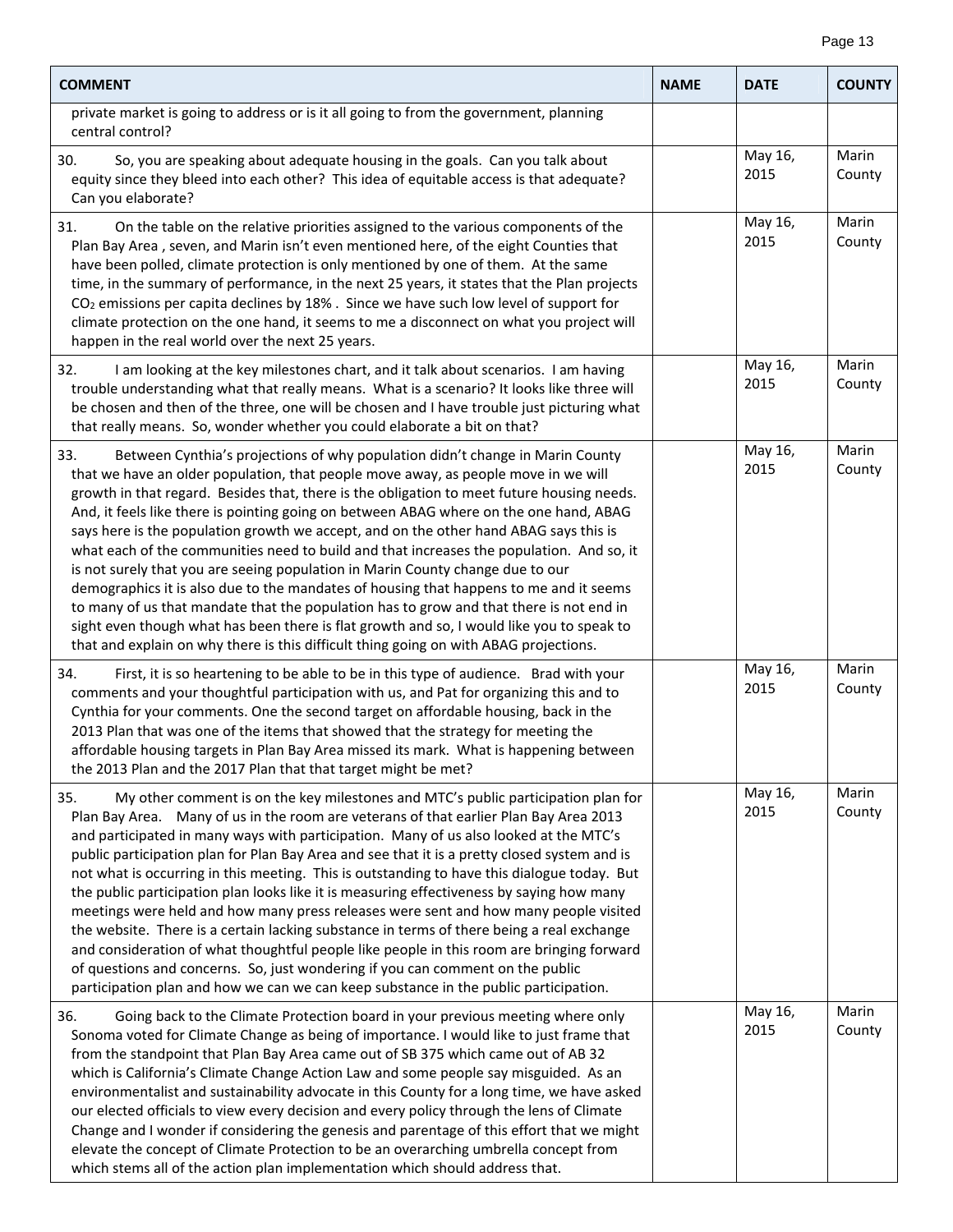| COMMENT | NAME | DATE | COUNTY |
|---|---|---|---|
| private market is going to address or is it all going to from the government, planning central control? | | | |
| 30. So, you are speaking about adequate housing in the goals. Can you talk about equity since they bleed into each other? This idea of equitable access is that adequate? Can you elaborate? | | May 16, 2015 | Marin County |
| 31. On the table on the relative priorities assigned to the various components of the Plan Bay Area , seven, and Marin isn't even mentioned here, of the eight Counties that have been polled, climate protection is only mentioned by one of them. At the same time, in the summary of performance, in the next 25 years, it states that the Plan projects $CO_2$ emissions per capita declines by 18% . Since we have such low level of support for climate protection on the one hand, it seems to me a disconnect on what you project will happen in the real world over the next 25 years. | | May 16, 2015 | Marin County |
| 32. I am looking at the key milestones chart, and it talk about scenarios. I am having trouble understanding what that really means. What is a scenario? It looks like three will be chosen and then of the three, one will be chosen and I have trouble just picturing what that really means. So, wonder whether you could elaborate a bit on that? | | May 16, 2015 | Marin County |
| 33. Between Cynthia's projections of why population didn't change in Marin County that we have an older population, that people move away, as people move in we will growth in that regard. Besides that, there is the obligation to meet future housing needs. And, it feels like there is pointing going on between ABAG where on the one hand, ABAG says here is the population growth we accept, and on the other hand ABAG says this is what each of the communities need to build and that increases the population. And so, it is not surely that you are seeing population in Marin County change due to our demographics it is also due to the mandates of housing that happens to me and it seems to many of us that mandate that the population has to grow and that there is not end in sight even though what has been there is flat growth and so, I would like you to speak to that and explain on why there is this difficult thing going on with ABAG projections. | | May 16, 2015 | Marin County |
| 34. First, it is so heartening to be able to be in this type of audience. Brad with your comments and your thoughtful participation with us, and Pat for organizing this and to Cynthia for your comments. One the second target on affordable housing, back in the 2013 Plan that was one of the items that showed that the strategy for meeting the affordable housing targets in Plan Bay Area missed its mark. What is happening between the 2013 Plan and the 2017 Plan that that target might be met? | | May 16, 2015 | Marin County |
| 35. My other comment is on the key milestones and MTC's public participation plan for Plan Bay Area. Many of us in the room are veterans of that earlier Plan Bay Area 2013 and participated in many ways with participation. Many of us also looked at the MTC's public participation plan for Plan Bay Area and see that it is a pretty closed system and is not what is occurring in this meeting. This is outstanding to have this dialogue today. But the public participation plan looks like it is measuring effectiveness by saying how many meetings were held and how many press releases were sent and how many people visited the website. There is a certain lacking substance in terms of there being a real exchange and consideration of what thoughtful people like people in this room are bringing forward of questions and concerns. So, just wondering if you can comment on the public participation plan and how we can we can keep substance in the public participation. | | May 16, 2015 | Marin County |
| 36. Going back to the Climate Protection board in your previous meeting where only Sonoma voted for Climate Change as being of importance. I would like to just frame that from the standpoint that Plan Bay Area came out of SB 375 which came out of AB 32 which is California's Climate Change Action Law and some people say misguided. As an environmentalist and sustainability advocate in this County for a long time, we have asked our elected officials to view every decision and every policy through the lens of Climate Change and I wonder if considering the genesis and parentage of this effort that we might elevate the concept of Climate Protection to be an overarching umbrella concept from which stems all of the action plan implementation which should address that. | | May 16, 2015 | Marin County |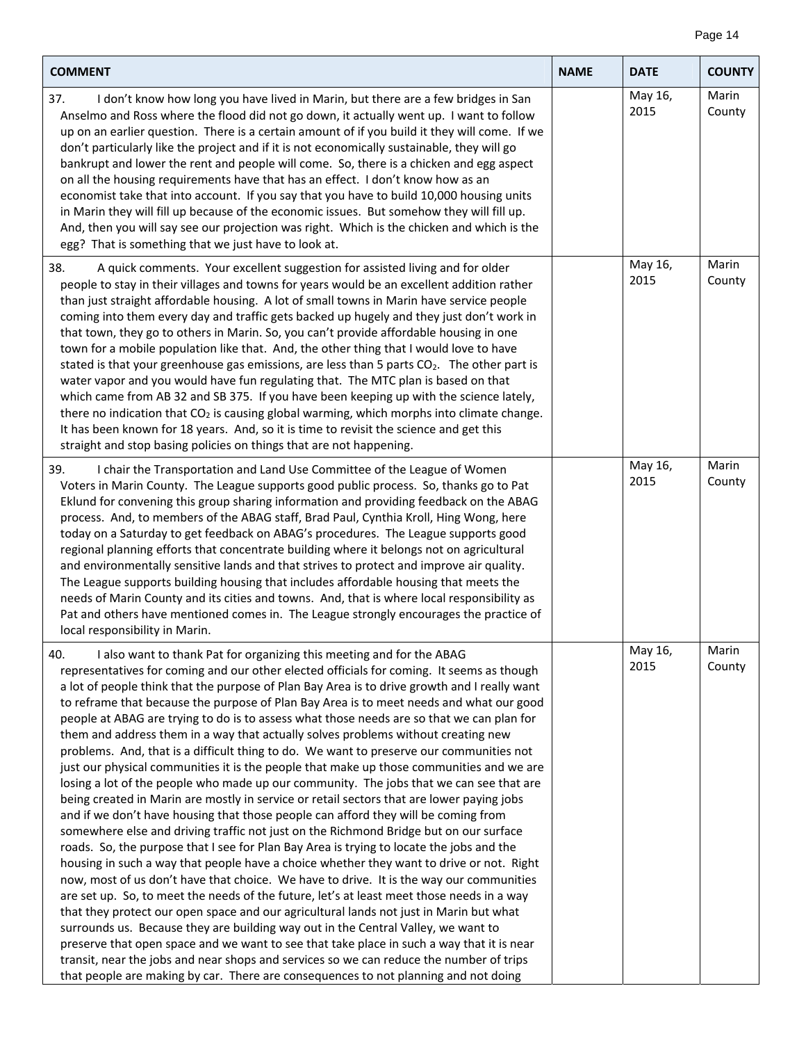| COMMENT | NAME | DATE | COUNTY |
|---|---|---|---|
| 37. I don't know how long you have lived in Marin, but there are a few bridges in San Anselmo and Ross where the flood did not go down, it actually went up. I want to follow up on an earlier question. There is a certain amount of if you build it they will come. If we don't particularly like the project and if it is not economically sustainable, they will go bankrupt and lower the rent and people will come. So, there is a chicken and egg aspect on all the housing requirements have that has an effect. I don't know how as an economist take that into account. If you say that you have to build 10,000 housing units in Marin they will fill up because of the economic issues. But somehow they will fill up. And, then you will say see our projection was right. Which is the chicken and which is the egg? That is something that we just have to look at. | | May 16, 2015 | Marin County |
| 38. A quick comments. Your excellent suggestion for assisted living and for older people to stay in their villages and towns for years would be an excellent addition rather than just straight affordable housing. A lot of small towns in Marin have service people coming into them every day and traffic gets backed up hugely and they just don't work in that town, they go to others in Marin. So, you can't provide affordable housing in one town for a mobile population like that. And, the other thing that I would love to have stated is that your greenhouse gas emissions, are less than 5 parts $CO_2$. The other part is water vapor and you would have fun regulating that. The MTC plan is based on that which came from AB 32 and SB 375. If you have been keeping up with the science lately, there no indication that $CO_2$ is causing global warming, which morphs into climate change. It has been known for 18 years. And, so it is time to revisit the science and get this straight and stop basing policies on things that are not happening. | | May 16, 2015 | Marin County |
| 39. I chair the Transportation and Land Use Committee of the League of Women Voters in Marin County. The League supports good public process. So, thanks go to Pat Eklund for convening this group sharing information and providing feedback on the ABAG process. And, to members of the ABAG staff, Brad Paul, Cynthia Kroll, Hing Wong, here today on a Saturday to get feedback on ABAG's procedures. The League supports good regional planning efforts that concentrate building where it belongs not on agricultural and environmentally sensitive lands and that strives to protect and improve air quality. The League supports building housing that includes affordable housing that meets the needs of Marin County and its cities and towns. And, that is where local responsibility as Pat and others have mentioned comes in. The League strongly encourages the practice of local responsibility in Marin. | | May 16, 2015 | Marin County |
| 40. I also want to thank Pat for organizing this meeting and for the ABAG representatives for coming and our other elected officials for coming. It seems as though a lot of people think that the purpose of Plan Bay Area is to drive growth and I really want to reframe that because the purpose of Plan Bay Area is to meet needs and what our good people at ABAG are trying to do is to assess what those needs are so that we can plan for them and address them in a way that actually solves problems without creating new problems. And, that is a difficult thing to do. We want to preserve our communities not just our physical communities it is the people that make up those communities and we are losing a lot of the people who made up our community. The jobs that we can see that are being created in Marin are mostly in service or retail sectors that are lower paying jobs and if we don't have housing that those people can afford they will be coming from somewhere else and driving traffic not just on the Richmond Bridge but on our surface roads. So, the purpose that I see for Plan Bay Area is trying to locate the jobs and the housing in such a way that people have a choice whether they want to drive or not. Right now, most of us don't have that choice. We have to drive. It is the way our communities are set up. So, to meet the needs of the future, let's at least meet those needs in a way that they protect our open space and our agricultural lands not just in Marin but what surrounds us. Because they are building way out in the Central Valley, we want to preserve that open space and we want to see that take place in such a way that it is near transit, near the jobs and near shops and services so we can reduce the number of trips that people are making by car. There are consequences to not planning and not doing | | May 16, 2015 | Marin County |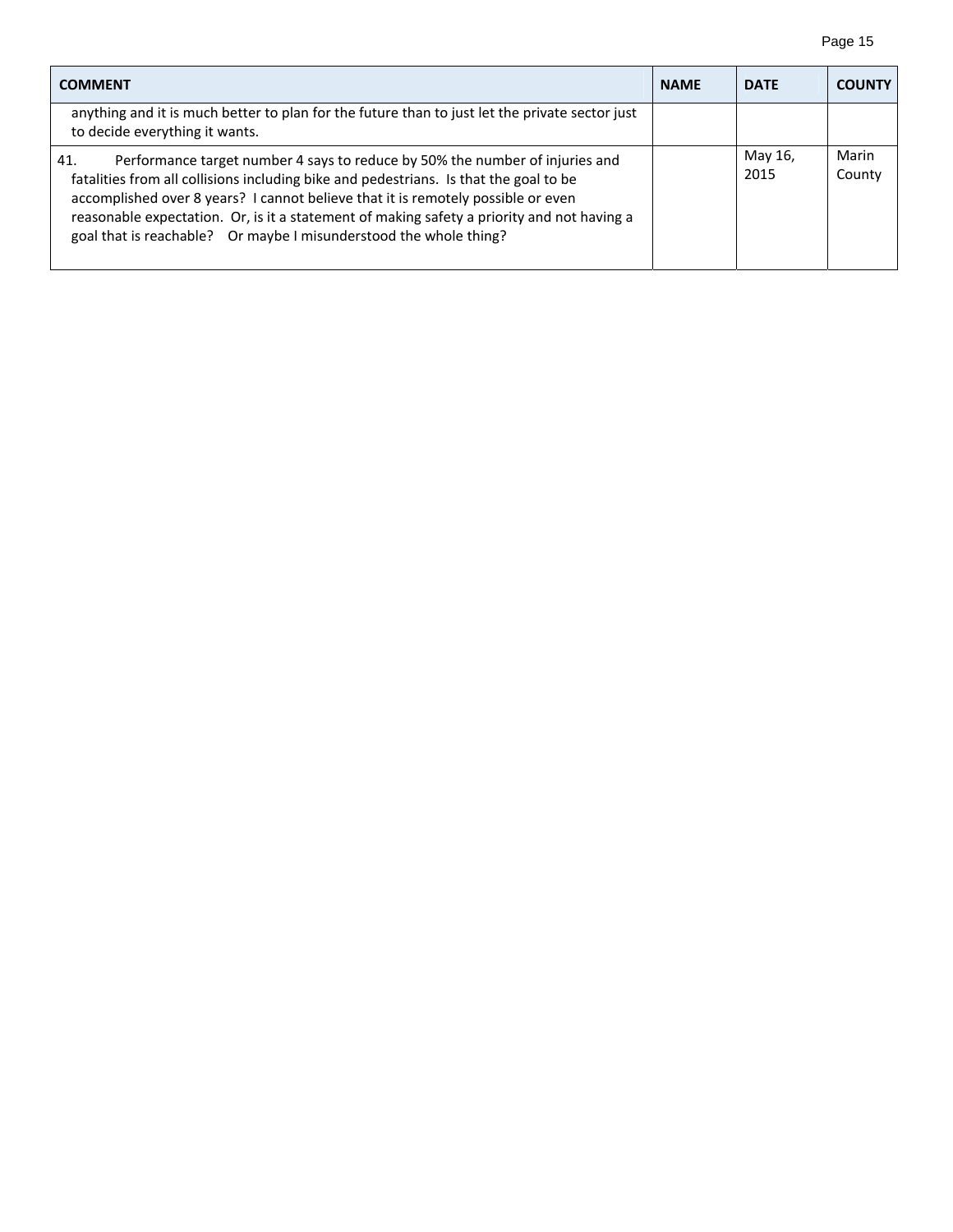| COMMENT | NAME | DATE | COUNTY |
| --- | --- | --- | --- |
| anything and it is much better to plan for the future than to just let the private sector just to decide everything it wants. | | | |
| 41. Performance target number 4 says to reduce by 50% the number of injuries and fatalities from all collisions including bike and pedestrians. Is that the goal to be accomplished over 8 years? I cannot believe that it is remotely possible or even reasonable expectation. Or, is it a statement of making safety a priority and not having a goal that is reachable? Or maybe I misunderstood the whole thing? | | May 16, 2015 | Marin County |